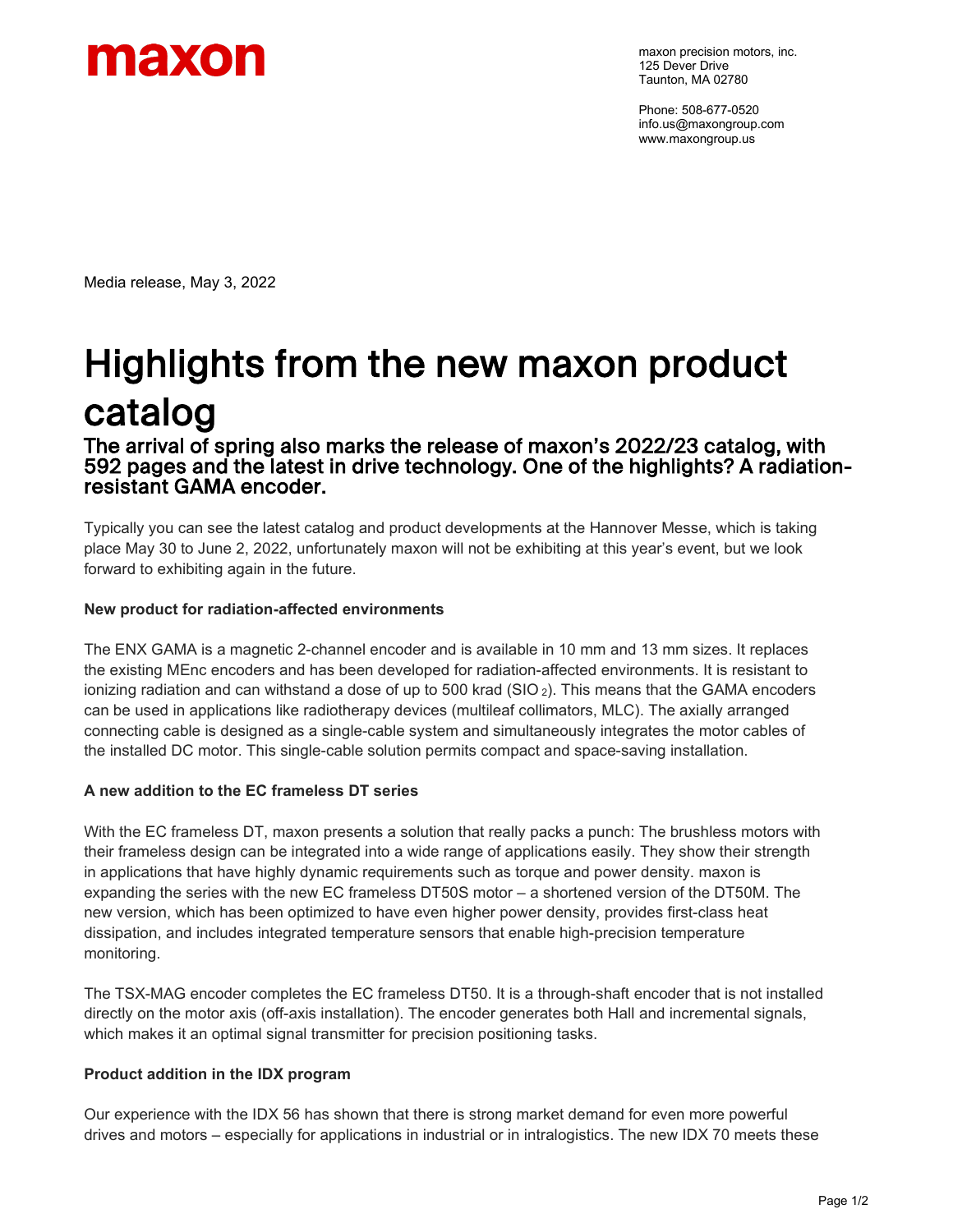maxon

maxon precision motors, inc.
125 Dever Drive
Taunton, MA 02780

Phone: 508-677-0520
info.us@maxongroup.com
www.maxongroup.us

Media release, May 3, 2022

# Highlights from the new maxon product catalog

## The arrival of spring also marks the release of maxon's 2022/23 catalog, with 592 pages and the latest in drive technology. One of the highlights? A radiation-resistant GAMA encoder.

Typically you can see the latest catalog and product developments at the Hannover Messe, which is taking place May 30 to June 2, 2022, unfortunately maxon will not be exhibiting at this year's event, but we look forward to exhibiting again in the future.

**New product for radiation-affected environments**

The ENX GAMA is a magnetic 2-channel encoder and is available in 10 mm and 13 mm sizes. It replaces the existing MEnc encoders and has been developed for radiation-affected environments. It is resistant to ionizing radiation and can withstand a dose of up to 500 krad ($SIO_2$). This means that the GAMA encoders can be used in applications like radiotherapy devices (multileaf collimators, MLC). The axially arranged connecting cable is designed as a single-cable system and simultaneously integrates the motor cables of the installed DC motor. This single-cable solution permits compact and space-saving installation.

**A new addition to the EC frameless DT series**

With the EC frameless DT, maxon presents a solution that really packs a punch: The brushless motors with their frameless design can be integrated into a wide range of applications easily. They show their strength in applications that have highly dynamic requirements such as torque and power density. maxon is expanding the series with the new EC frameless DT50S motor – a shortened version of the DT50M. The new version, which has been optimized to have even higher power density, provides first-class heat dissipation, and includes integrated temperature sensors that enable high-precision temperature monitoring.

The TSX-MAG encoder completes the EC frameless DT50. It is a through-shaft encoder that is not installed directly on the motor axis (off-axis installation). The encoder generates both Hall and incremental signals, which makes it an optimal signal transmitter for precision positioning tasks.

**Product addition in the IDX program**

Our experience with the IDX 56 has shown that there is strong market demand for even more powerful drives and motors – especially for applications in industrial or in intralogistics. The new IDX 70 meets these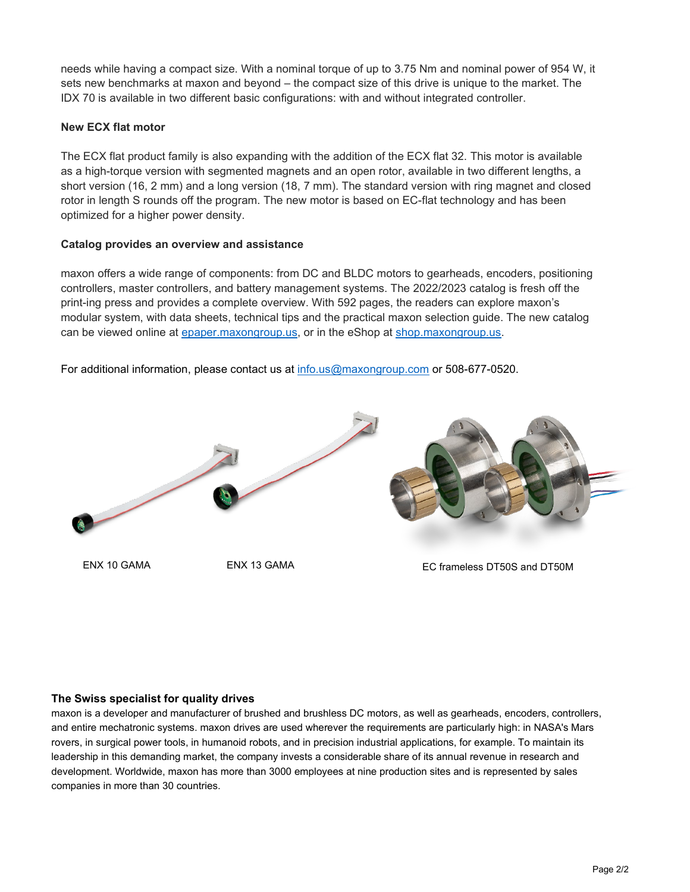needs while having a compact size. With a nominal torque of up to 3.75 Nm and nominal power of 954 W, it sets new benchmarks at maxon and beyond – the compact size of this drive is unique to the market. The IDX 70 is available in two different basic configurations: with and without integrated controller.

**New ECX flat motor**

The ECX flat product family is also expanding with the addition of the ECX flat 32. This motor is available as a high-torque version with segmented magnets and an open rotor, available in two different lengths, a short version (16, 2 mm) and a long version (18, 7 mm). The standard version with ring magnet and closed rotor in length S rounds off the program. The new motor is based on EC-flat technology and has been optimized for a higher power density.

**Catalog provides an overview and assistance**

maxon offers a wide range of components: from DC and BLDC motors to gearheads, encoders, positioning controllers, master controllers, and battery management systems. The 2022/2023 catalog is fresh off the print-ing press and provides a complete overview. With 592 pages, the readers can explore maxon's modular system, with data sheets, technical tips and the practical maxon selection guide. The new catalog can be viewed online at [epaper.maxongroup.us](epaper.maxongroup.us), or in the eShop at [shop.maxongroup.us](shop.maxongroup.us).

For additional information, please contact us at [info.us@maxongroup.com](mailto:info.us@maxongroup.com) or 508-677-0520.

ENX 10 GAMA

ENX 13 GAMA

EC frameless DT50S and DT50M

**The Swiss specialist for quality drives**

maxon is a developer and manufacturer of brushed and brushless DC motors, as well as gearheads, encoders, controllers, and entire mechatronic systems. maxon drives are used wherever the requirements are particularly high: in NASA's Mars rovers, in surgical power tools, in humanoid robots, and in precision industrial applications, for example. To maintain its leadership in this demanding market, the company invests a considerable share of its annual revenue in research and development. Worldwide, maxon has more than 3000 employees at nine production sites and is represented by sales companies in more than 30 countries.